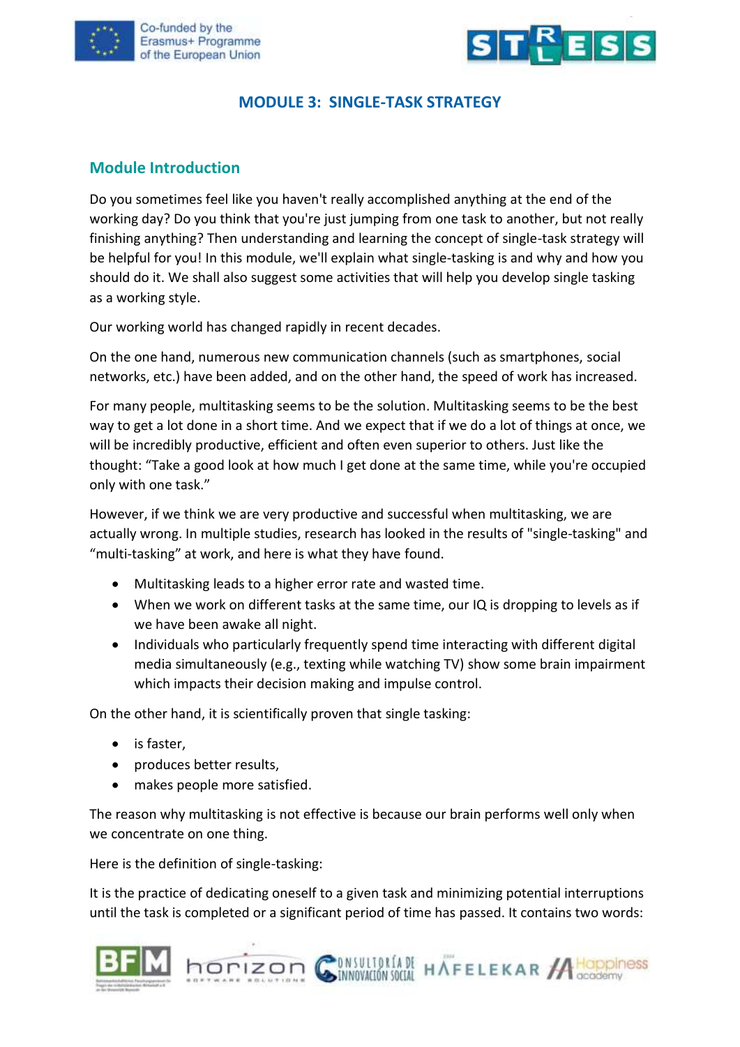# MODULE 3: SINGLE-TASK STRATEGY

## Module Introduction

Do you sometimes feel like you haven't really accomplished anything at the end of the working day? Do you think that you're just jumping from one task to another, but not really finishing anything? Then understanding and learning the concept of single-task strategy will be helpful for you! In this module, we'll explain what single-tasking is and why and how you should do it. We shall also suggest some activities that will help you develop single tasking as a working style.

Our working world has changed rapidly in recent decades.

On the one hand, numerous new communication channels (such as smartphones, social networks, etc.) have been added, and on the other hand, the speed of work has increased.

For many people, multitasking seems to be the solution. Multitasking seems to be the best way to get a lot done in a short time. And we expect that if we do a lot of things at once, we will be incredibly productive, efficient and often even superior to others. Just like the thought: "Take a good look at how much I get done at the same time, while you're occupied only with one task."

However, if we think we are very productive and successful when multitasking, we are actually wrong. In multiple studies, research has looked in the results of "single-tasking" and "multi-tasking" at work, and here is what they have found.

- Multitasking leads to a higher error rate and wasted time.
- When we work on different tasks at the same time, our IQ is dropping to levels as if we have been awake all night.
- Individuals who particularly frequently spend time interacting with different digital media simultaneously (e.g., texting while watching TV) show some brain impairment which impacts their decision making and impulse control.

On the other hand, it is scientifically proven that single tasking:

- is faster,
- produces better results,
- makes people more satisfied.

The reason why multitasking is not effective is because our brain performs well only when we concentrate on one thing.

Here is the definition of single-tasking:

It is the practice of dedicating oneself to a given task and minimizing potential interruptions until the task is completed or a significant period of time has passed. It contains two words: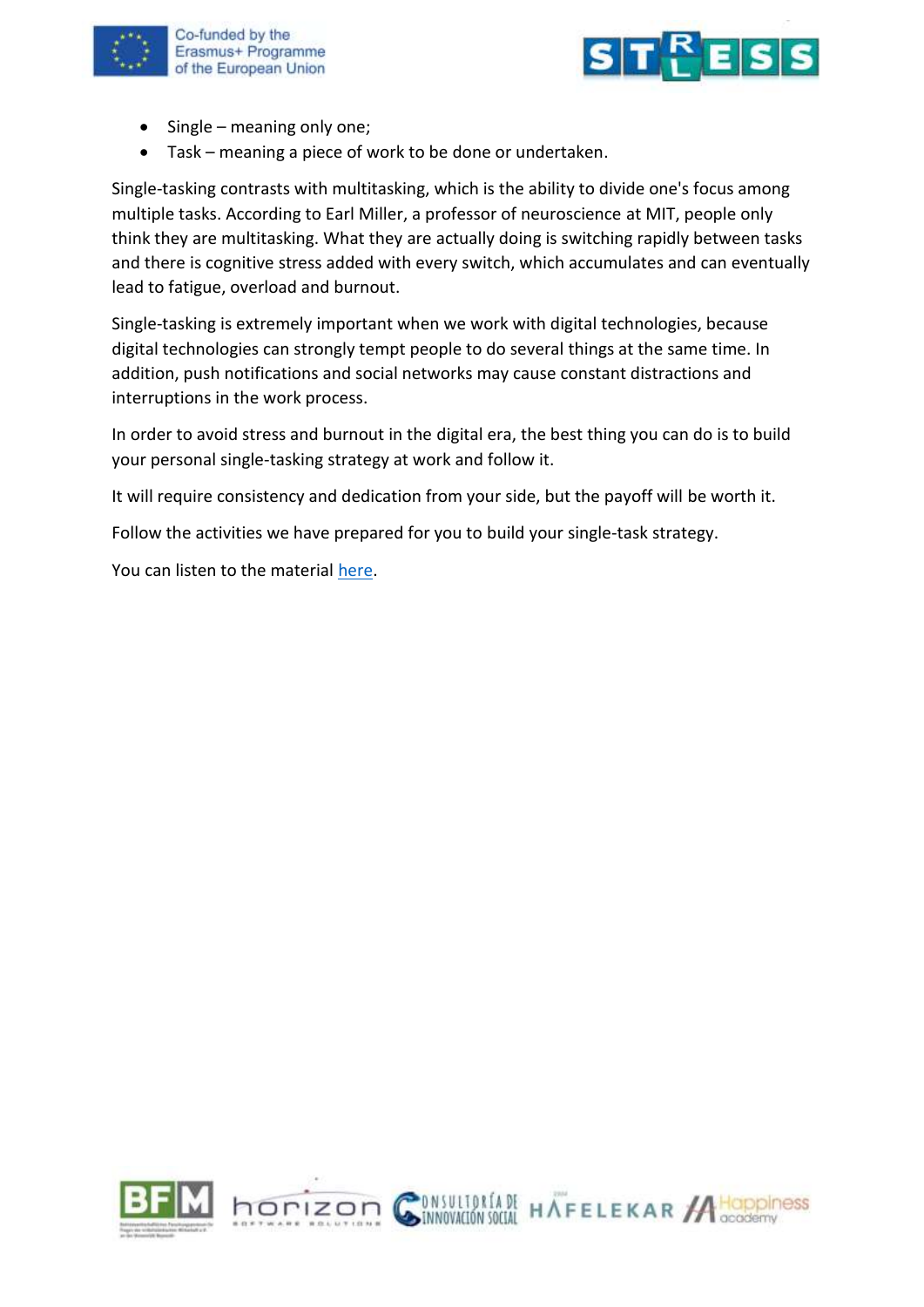- Single – meaning only one;
- Task – meaning a piece of work to be done or undertaken.

Single-tasking contrasts with multitasking, which is the ability to divide one's focus among multiple tasks. According to Earl Miller, a professor of neuroscience at MIT, people only think they are multitasking. What they are actually doing is switching rapidly between tasks and there is cognitive stress added with every switch, which accumulates and can eventually lead to fatigue, overload and burnout.

Single-tasking is extremely important when we work with digital technologies, because digital technologies can strongly tempt people to do several things at the same time. In addition, push notifications and social networks may cause constant distractions and interruptions in the work process.

In order to avoid stress and burnout in the digital era, the best thing you can do is to build your personal single-tasking strategy at work and follow it.

It will require consistency and dedication from your side, but the payoff will be worth it.

Follow the activities we have prepared for you to build your single-task strategy.

You can listen to the material here.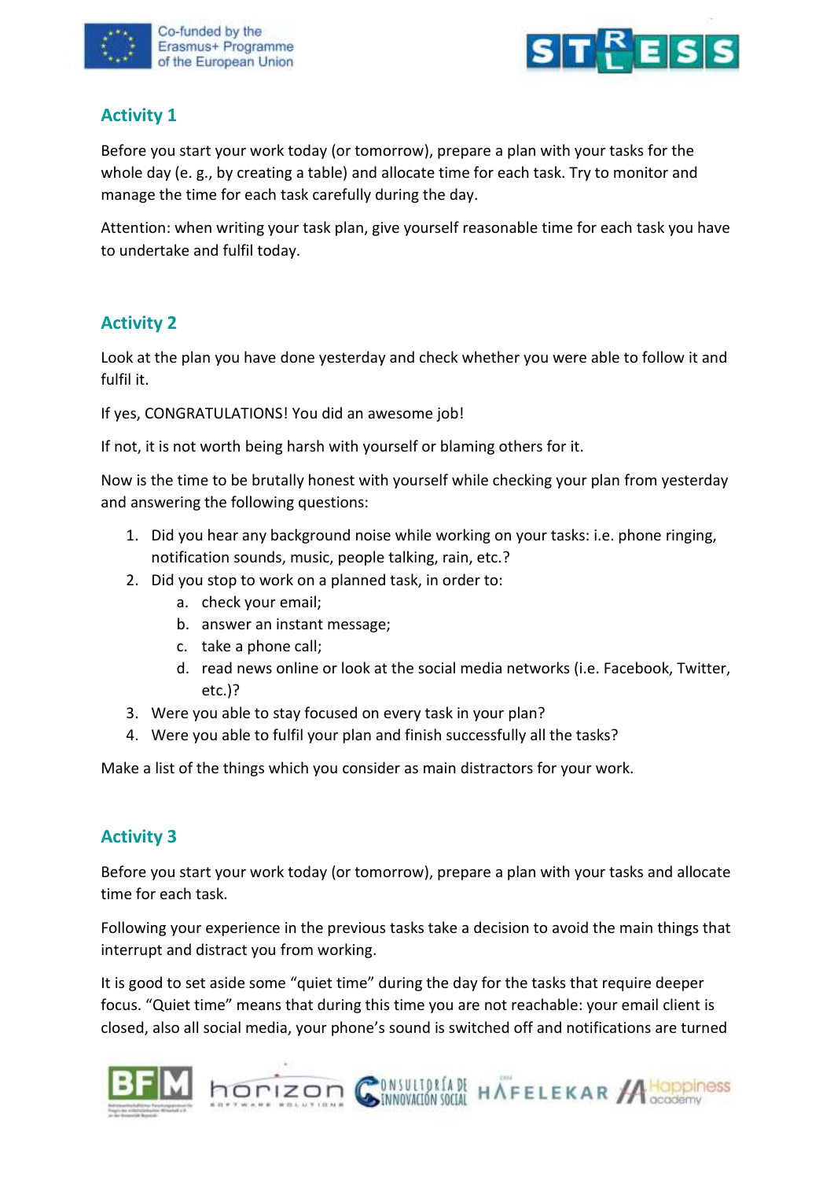## Activity 1

Before you start your work today (or tomorrow), prepare a plan with your tasks for the whole day (e. g., by creating a table) and allocate time for each task. Try to monitor and manage the time for each task carefully during the day.

Attention: when writing your task plan, give yourself reasonable time for each task you have to undertake and fulfil today.

## Activity 2

Look at the plan you have done yesterday and check whether you were able to follow it and fulfil it.

If yes, CONGRATULATIONS! You did an awesome job!

If not, it is not worth being harsh with yourself or blaming others for it.

Now is the time to be brutally honest with yourself while checking your plan from yesterday and answering the following questions:

1. Did you hear any background noise while working on your tasks: i.e. phone ringing, notification sounds, music, people talking, rain, etc.?
2. Did you stop to work on a planned task, in order to:
   a. check your email;
   b. answer an instant message;
   c. take a phone call;
   d. read news online or look at the social media networks (i.e. Facebook, Twitter, etc.)?
3. Were you able to stay focused on every task in your plan?
4. Were you able to fulfil your plan and finish successfully all the tasks?

Make a list of the things which you consider as main distractors for your work.

## Activity 3

Before you start your work today (or tomorrow), prepare a plan with your tasks and allocate time for each task.

Following your experience in the previous tasks take a decision to avoid the main things that interrupt and distract you from working.

It is good to set aside some "quiet time" during the day for the tasks that require deeper focus. "Quiet time" means that during this time you are not reachable: your email client is closed, also all social media, your phone's sound is switched off and notifications are turned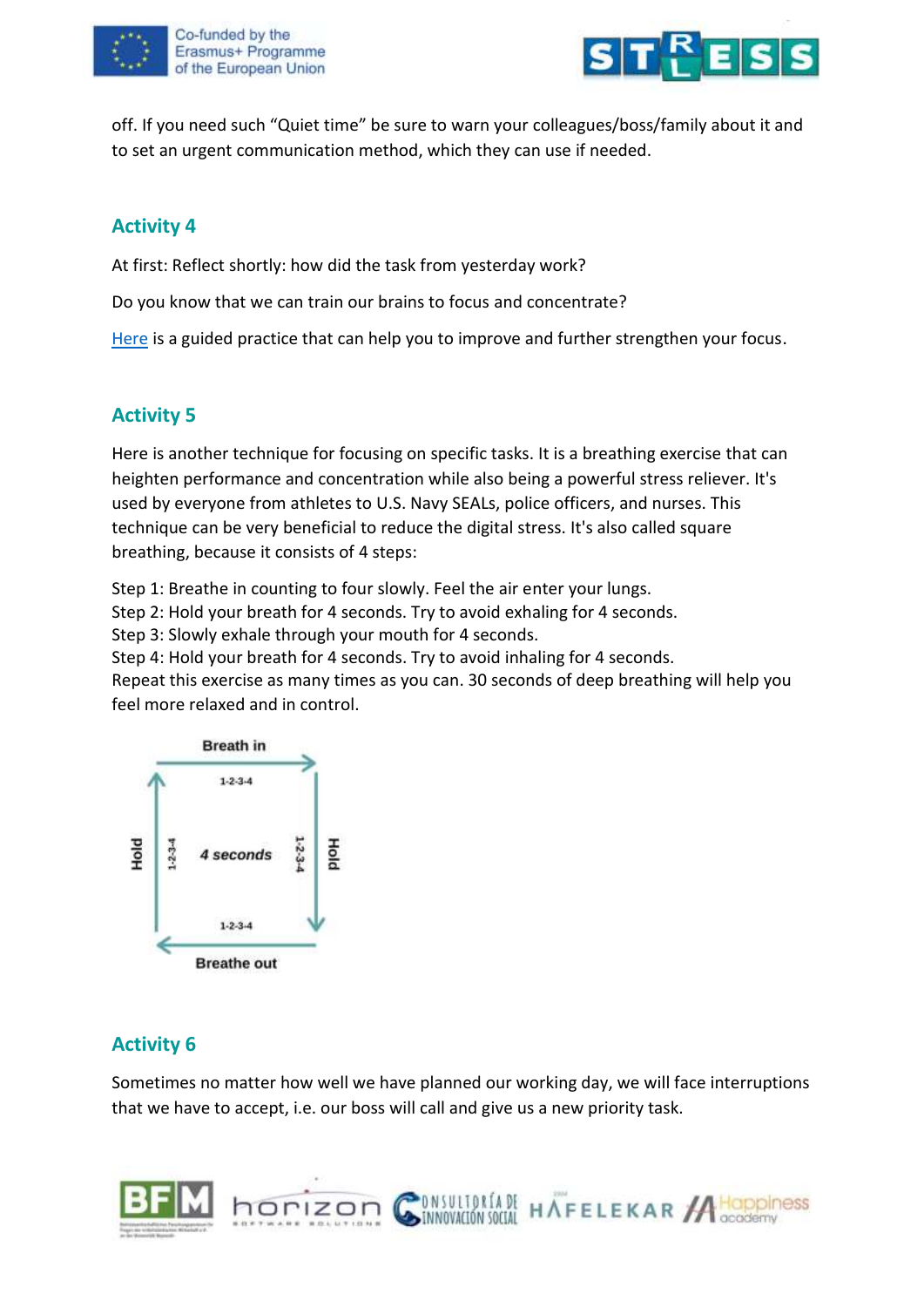off. If you need such "Quiet time" be sure to warn your colleagues/boss/family about it and to set an urgent communication method, which they can use if needed.

## Activity 4

At first: Reflect shortly: how did the task from yesterday work?

Do you know that we can train our brains to focus and concentrate?

Here is a guided practice that can help you to improve and further strengthen your focus.

## Activity 5

Here is another technique for focusing on specific tasks. It is a breathing exercise that can heighten performance and concentration while also being a powerful stress reliever. It's used by everyone from athletes to U.S. Navy SEALs, police officers, and nurses. This technique can be very beneficial to reduce the digital stress. It's also called square breathing, because it consists of 4 steps:

Step 1: Breathe in counting to four slowly. Feel the air enter your lungs.
Step 2: Hold your breath for 4 seconds. Try to avoid exhaling for 4 seconds.
Step 3: Slowly exhale through your mouth for 4 seconds.
Step 4: Hold your breath for 4 seconds. Try to avoid inhaling for 4 seconds.
Repeat this exercise as many times as you can. 30 seconds of deep breathing will help you feel more relaxed and in control.

Breath in
1-2-3-4
Hold 1-2-3-4
4 seconds
1-2-3-4 Hold
1-2-3-4
Breathe out

## Activity 6

Sometimes no matter how well we have planned our working day, we will face interruptions that we have to accept, i.e. our boss will call and give us a new priority task.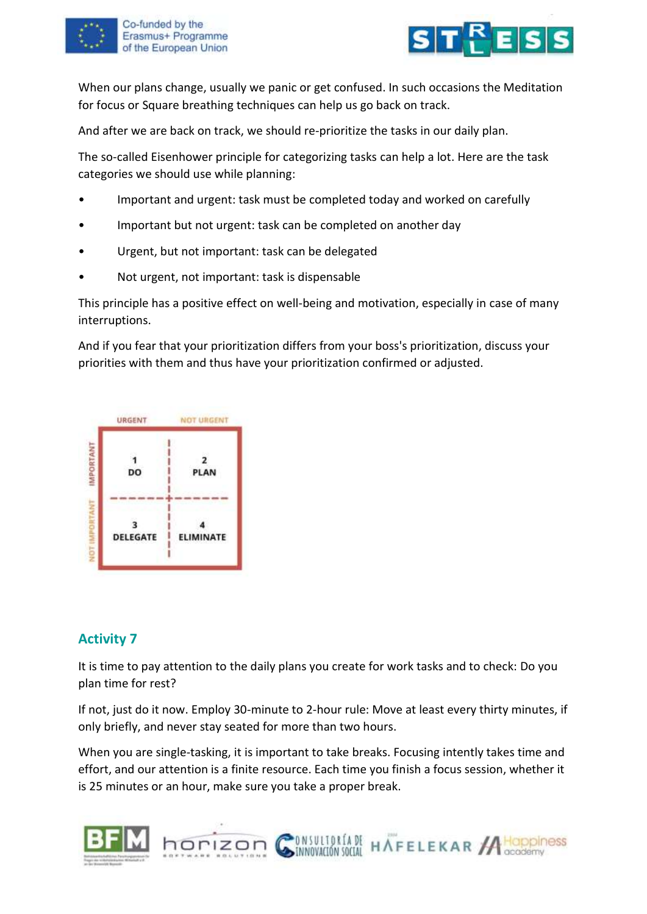When our plans change, usually we panic or get confused. In such occasions the Meditation for focus or Square breathing techniques can help us go back on track.

And after we are back on track, we should re-prioritize the tasks in our daily plan.

The so-called Eisenhower principle for categorizing tasks can help a lot. Here are the task categories we should use while planning:

- Important and urgent: task must be completed today and worked on carefully
- Important but not urgent: task can be completed on another day
- Urgent, but not important: task can be delegated
- Not urgent, not important: task is dispensable

This principle has a positive effect on well-being and motivation, especially in case of many interruptions.

And if you fear that your prioritization differs from your boss's prioritization, discuss your priorities with them and thus have your prioritization confirmed or adjusted.

| | URGENT | NOT URGENT |
|---|---|---|
| IMPORTANT | 1 DO | 2 PLAN |
| NOT IMPORTANT | 3 DELEGATE | 4 ELIMINATE |

## Activity 7

It is time to pay attention to the daily plans you create for work tasks and to check: Do you plan time for rest?

If not, just do it now. Employ 30-minute to 2-hour rule: Move at least every thirty minutes, if only briefly, and never stay seated for more than two hours.

When you are single-tasking, it is important to take breaks. Focusing intently takes time and effort, and our attention is a finite resource. Each time you finish a focus session, whether it is 25 minutes or an hour, make sure you take a proper break.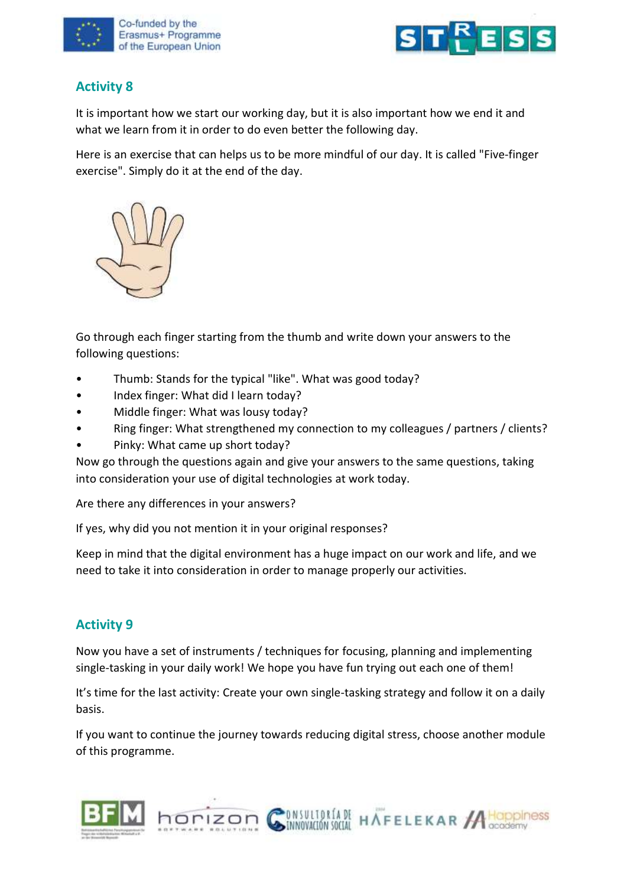## Activity 8

It is important how we start our working day, but it is also important how we end it and what we learn from it in order to do even better the following day.

Here is an exercise that can helps us to be more mindful of our day. It is called "Five-finger exercise". Simply do it at the end of the day.

Go through each finger starting from the thumb and write down your answers to the following questions:

- Thumb: Stands for the typical "like". What was good today?
- Index finger: What did I learn today?
- Middle finger: What was lousy today?
- Ring finger: What strengthened my connection to my colleagues / partners / clients?
- Pinky: What came up short today?

Now go through the questions again and give your answers to the same questions, taking into consideration your use of digital technologies at work today.

Are there any differences in your answers?

If yes, why did you not mention it in your original responses?

Keep in mind that the digital environment has a huge impact on our work and life, and we need to take it into consideration in order to manage properly our activities.

## Activity 9

Now you have a set of instruments / techniques for focusing, planning and implementing single-tasking in your daily work! We hope you have fun trying out each one of them!

It's time for the last activity: Create your own single-tasking strategy and follow it on a daily basis.

If you want to continue the journey towards reducing digital stress, choose another module of this programme.